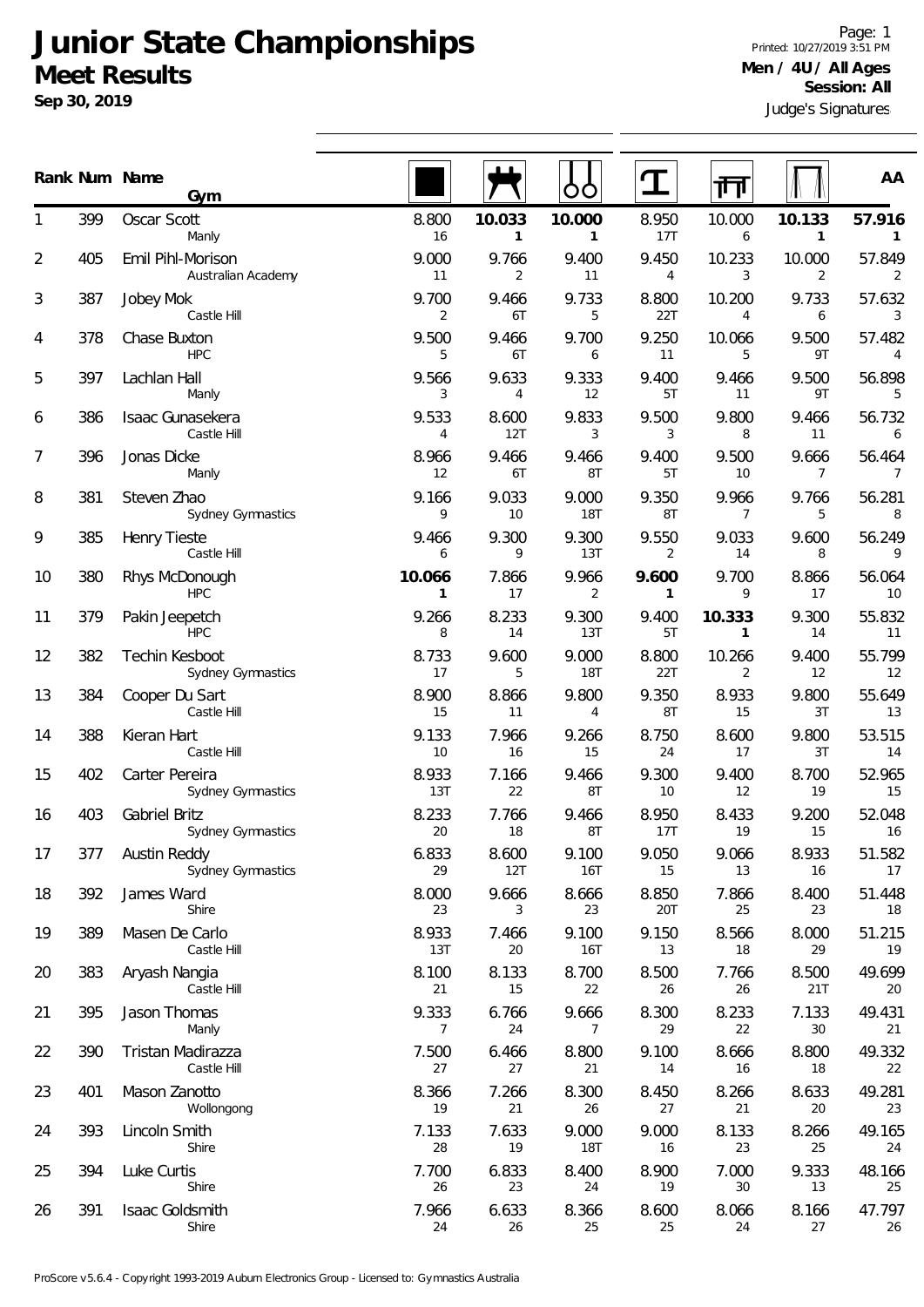# Junior State Championships

## Meet Results

**Sep 30, 2019**

Printed: 10/27/2019 3:51 PM

**Men / 4U / All Ages**
**Session: All**

Judge's Signatures

| Rank | Num | Name / Gym | Floor | Pommel Horse | Rings | Vault | Parallel Bars | High Bar | AA |
|---|---|---|---|---|---|---|---|---|---|
| 1 | 399 | Oscar Scott<br>Manly | 8.800<br>16 | **10.033**<br>**1** | **10.000**<br>**1** | 8.950<br>17T | 10.000<br>6 | **10.133**<br>**1** | **57.916**<br>**1** |
| 2 | 405 | Emil Pihl-Morison<br>Australian Academy | 9.000<br>11 | 9.766<br>2 | 9.400<br>11 | 9.450<br>4 | 10.233<br>3 | 10.000<br>2 | 57.849<br>2 |
| 3 | 387 | Jobey Mok<br>Castle Hill | 9.700<br>2 | 9.466<br>6T | 9.733<br>5 | 8.800<br>22T | 10.200<br>4 | 9.733<br>6 | 57.632<br>3 |
| 4 | 378 | Chase Buxton<br>HPC | 9.500<br>5 | 9.466<br>6T | 9.700<br>6 | 9.250<br>11 | 10.066<br>5 | 9.500<br>9T | 57.482<br>4 |
| 5 | 397 | Lachlan Hall<br>Manly | 9.566<br>3 | 9.633<br>4 | 9.333<br>12 | 9.400<br>5T | 9.466<br>11 | 9.500<br>9T | 56.898<br>5 |
| 6 | 386 | Isaac Gunasekera<br>Castle Hill | 9.533<br>4 | 8.600<br>12T | 9.833<br>3 | 9.500<br>3 | 9.800<br>8 | 9.466<br>11 | 56.732<br>6 |
| 7 | 396 | Jonas Dicke<br>Manly | 8.966<br>12 | 9.466<br>6T | 9.466<br>8T | 9.400<br>5T | 9.500<br>10 | 9.666<br>7 | 56.464<br>7 |
| 8 | 381 | Steven Zhao<br>Sydney Gymnastics | 9.166<br>9 | 9.033<br>10 | 9.000<br>18T | 9.350<br>8T | 9.966<br>7 | 9.766<br>5 | 56.281<br>8 |
| 9 | 385 | Henry Tieste<br>Castle Hill | 9.466<br>6 | 9.300<br>9 | 9.300<br>13T | 9.550<br>2 | 9.033<br>14 | 9.600<br>8 | 56.249<br>9 |
| 10 | 380 | Rhys McDonough<br>HPC | **10.066**<br>**1** | 7.866<br>17 | 9.966<br>2 | **9.600**<br>**1** | 9.700<br>9 | 8.866<br>17 | 56.064<br>10 |
| 11 | 379 | Pakin Jeepetch<br>HPC | 9.266<br>8 | 8.233<br>14 | 9.300<br>13T | 9.400<br>5T | **10.333**<br>**1** | 9.300<br>14 | 55.832<br>11 |
| 12 | 382 | Techin Kesboot<br>Sydney Gymnastics | 8.733<br>17 | 9.600<br>5 | 9.000<br>18T | 8.800<br>22T | 10.266<br>2 | 9.400<br>12 | 55.799<br>12 |
| 13 | 384 | Cooper Du Sart<br>Castle Hill | 8.900<br>15 | 8.866<br>11 | 9.800<br>4 | 9.350<br>8T | 8.933<br>15 | 9.800<br>3T | 55.649<br>13 |
| 14 | 388 | Kieran Hart<br>Castle Hill | 9.133<br>10 | 7.966<br>16 | 9.266<br>15 | 8.750<br>24 | 8.600<br>17 | 9.800<br>3T | 53.515<br>14 |
| 15 | 402 | Carter Pereira<br>Sydney Gymnastics | 8.933<br>13T | 7.166<br>22 | 9.466<br>8T | 9.300<br>10 | 9.400<br>12 | 8.700<br>19 | 52.965<br>15 |
| 16 | 403 | Gabriel Britz<br>Sydney Gymnastics | 8.233<br>20 | 7.766<br>18 | 9.466<br>8T | 8.950<br>17T | 8.433<br>19 | 9.200<br>15 | 52.048<br>16 |
| 17 | 377 | Austin Reddy<br>Sydney Gymnastics | 6.833<br>29 | 8.600<br>12T | 9.100<br>16T | 9.050<br>15 | 9.066<br>13 | 8.933<br>16 | 51.582<br>17 |
| 18 | 392 | James Ward<br>Shire | 8.000<br>23 | 9.666<br>3 | 8.666<br>23 | 8.850<br>20T | 7.866<br>25 | 8.400<br>23 | 51.448<br>18 |
| 19 | 389 | Masen De Carlo<br>Castle Hill | 8.933<br>13T | 7.466<br>20 | 9.100<br>16T | 9.150<br>13 | 8.566<br>18 | 8.000<br>29 | 51.215<br>19 |
| 20 | 383 | Aryash Nangia<br>Castle Hill | 8.100<br>21 | 8.133<br>15 | 8.700<br>22 | 8.500<br>26 | 7.766<br>26 | 8.500<br>21T | 49.699<br>20 |
| 21 | 395 | Jason Thomas<br>Manly | 9.333<br>7 | 6.766<br>24 | 9.666<br>7 | 8.300<br>29 | 8.233<br>22 | 7.133<br>30 | 49.431<br>21 |
| 22 | 390 | Tristan Madirazza<br>Castle Hill | 7.500<br>27 | 6.466<br>27 | 8.800<br>21 | 9.100<br>14 | 8.666<br>16 | 8.800<br>18 | 49.332<br>22 |
| 23 | 401 | Mason Zanotto<br>Wollongong | 8.366<br>19 | 7.266<br>21 | 8.300<br>26 | 8.450<br>27 | 8.266<br>21 | 8.633<br>20 | 49.281<br>23 |
| 24 | 393 | Lincoln Smith<br>Shire | 7.133<br>28 | 7.633<br>19 | 9.000<br>18T | 9.000<br>16 | 8.133<br>23 | 8.266<br>25 | 49.165<br>24 |
| 25 | 394 | Luke Curtis<br>Shire | 7.700<br>26 | 6.833<br>23 | 8.400<br>24 | 8.900<br>19 | 7.000<br>30 | 9.333<br>13 | 48.166<br>25 |
| 26 | 391 | Isaac Goldsmith<br>Shire | 7.966<br>24 | 6.633<br>26 | 8.366<br>25 | 8.600<br>25 | 8.066<br>24 | 8.166<br>27 | 47.797<br>26 |

ProScore v5.6.4 - Copyright 1993-2019 Auburn Electronics Group - Licensed to: Gymnastics Australia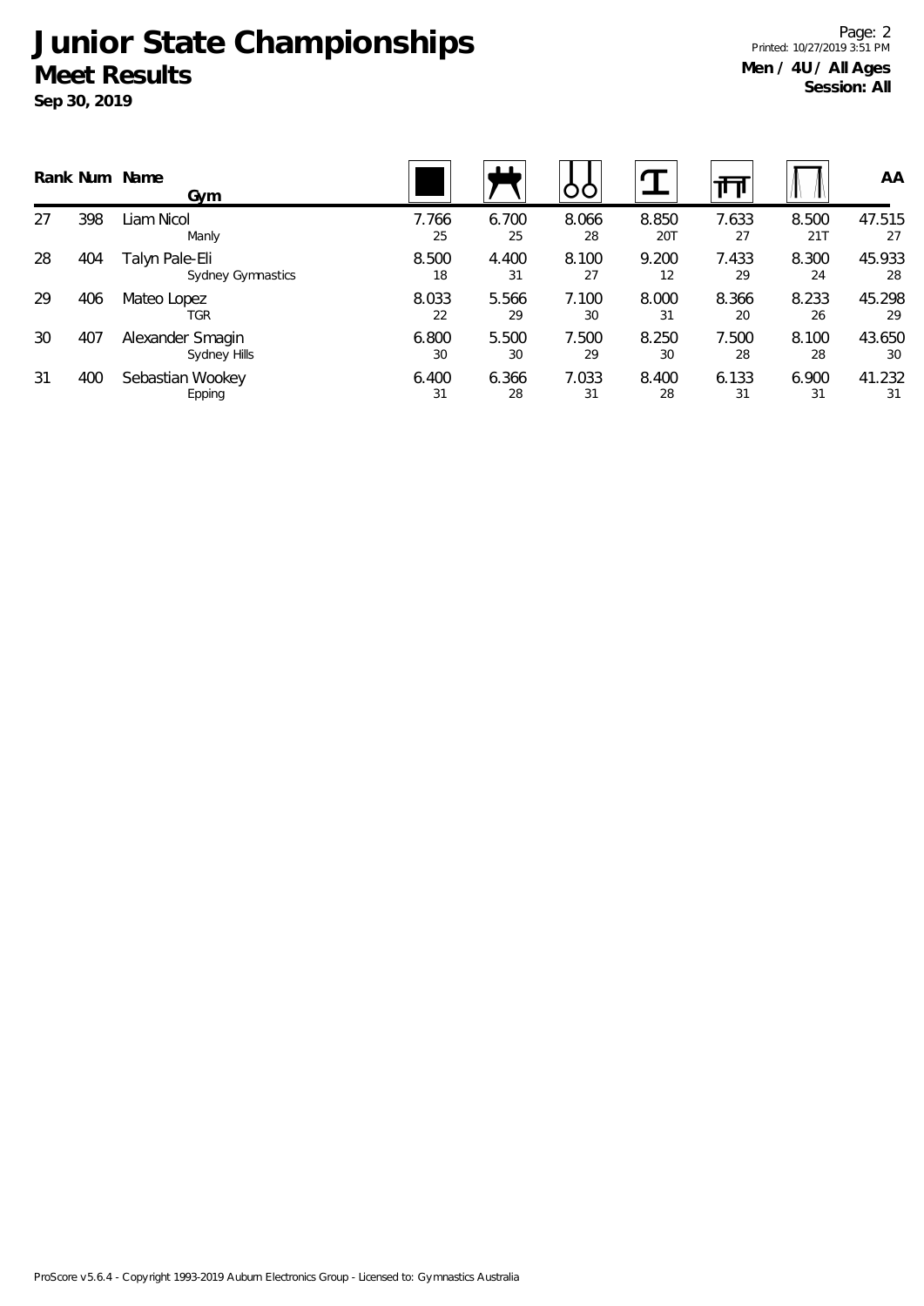# Junior State Championships

## Meet Results

**Sep 30, 2019**

**Men / 4U / All Ages**
**Session: All**

| Rank | Num | Name / Gym | Floor | Pommel Horse | Rings | Vault | Parallel Bars | High Bar | AA |
|---|---|---|---|---|---|---|---|---|---|
| 27 | 398 | Liam Nicol<br>Manly | 7.766<br>25 | 6.700<br>25 | 8.066<br>28 | 8.850<br>20T | 7.633<br>27 | 8.500<br>21T | 47.515<br>27 |
| 28 | 404 | Talyn Pale-Eli<br>Sydney Gymnastics | 8.500<br>18 | 4.400<br>31 | 8.100<br>27 | 9.200<br>12 | 7.433<br>29 | 8.300<br>24 | 45.933<br>28 |
| 29 | 406 | Mateo Lopez<br>TGR | 8.033<br>22 | 5.566<br>29 | 7.100<br>30 | 8.000<br>31 | 8.366<br>20 | 8.233<br>26 | 45.298<br>29 |
| 30 | 407 | Alexander Smagin<br>Sydney Hills | 6.800<br>30 | 5.500<br>30 | 7.500<br>29 | 8.250<br>30 | 7.500<br>28 | 8.100<br>28 | 43.650<br>30 |
| 31 | 400 | Sebastian Wookey<br>Epping | 6.400<br>31 | 6.366<br>28 | 7.033<br>31 | 8.400<br>28 | 6.133<br>31 | 6.900<br>31 | 41.232<br>31 |

ProScore v5.6.4 - Copyright 1993-2019 Auburn Electronics Group - Licensed to: Gymnastics Australia